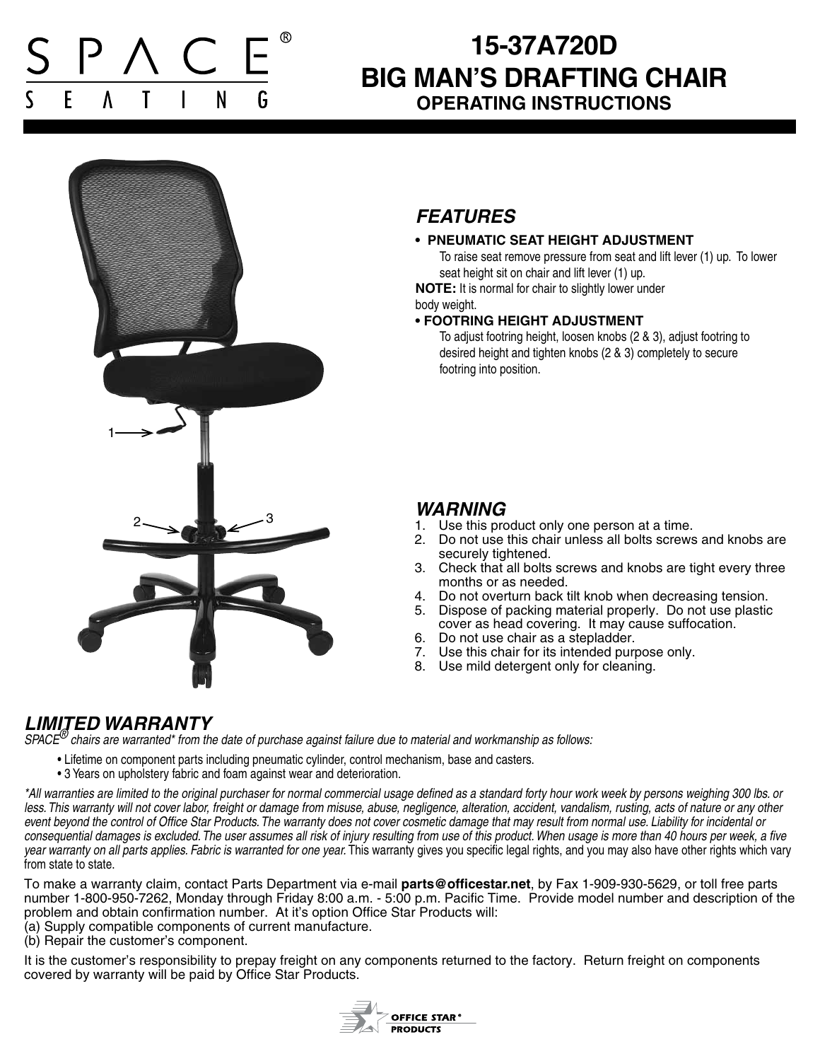# SPACE® SEATING

# 15-37A720D
# BIG MAN'S DRAFTING CHAIR
## OPERATING INSTRUCTIONS

1

2

3

## *FEATURES*

- **PNEUMATIC SEAT HEIGHT ADJUSTMENT**
  To raise seat remove pressure from seat and lift lever (1) up. To lower seat height sit on chair and lift lever (1) up.

**NOTE:** It is normal for chair to slightly lower under body weight.

- **FOOTRING HEIGHT ADJUSTMENT**
  To adjust footring height, loosen knobs (2 & 3), adjust footring to desired height and tighten knobs (2 & 3) completely to secure footring into position.

## *WARNING*

1. Use this product only one person at a time.
2. Do not use this chair unless all bolts screws and knobs are securely tightened.
3. Check that all bolts screws and knobs are tight every three months or as needed.
4. Do not overturn back tilt knob when decreasing tension.
5. Dispose of packing material properly. Do not use plastic cover as head covering. It may cause suffocation.
6. Do not use chair as a stepladder.
7. Use this chair for its intended purpose only.
8. Use mild detergent only for cleaning.

## *LIMITED WARRANTY*

*SPACE® chairs are warranted\* from the date of purchase against failure due to material and workmanship as follows:*

- Lifetime on component parts including pneumatic cylinder, control mechanism, base and casters.
- 3 Years on upholstery fabric and foam against wear and deterioration.

*\*All warranties are limited to the original purchaser for normal commercial usage defined as a standard forty hour work week by persons weighing 300 lbs. or less. This warranty will not cover labor, freight or damage from misuse, abuse, negligence, alteration, accident, vandalism, rusting, acts of nature or any other event beyond the control of Office Star Products. The warranty does not cover cosmetic damage that may result from normal use. Liability for incidental or consequential damages is excluded. The user assumes all risk of injury resulting from use of this product. When usage is more than 40 hours per week, a five year warranty on all parts applies. Fabric is warranted for one year.* This warranty gives you specific legal rights, and you may also have other rights which vary from state to state.

To make a warranty claim, contact Parts Department via e-mail **parts@officestar.net**, by Fax 1-909-930-5629, or toll free parts number 1-800-950-7262, Monday through Friday 8:00 a.m. - 5:00 p.m. Pacific Time. Provide model number and description of the problem and obtain confirmation number. At it's option Office Star Products will:
(a) Supply compatible components of current manufacture.
(b) Repair the customer's component.

It is the customer's responsibility to prepay freight on any components returned to the factory. Return freight on components covered by warranty will be paid by Office Star Products.

OFFICE STAR® PRODUCTS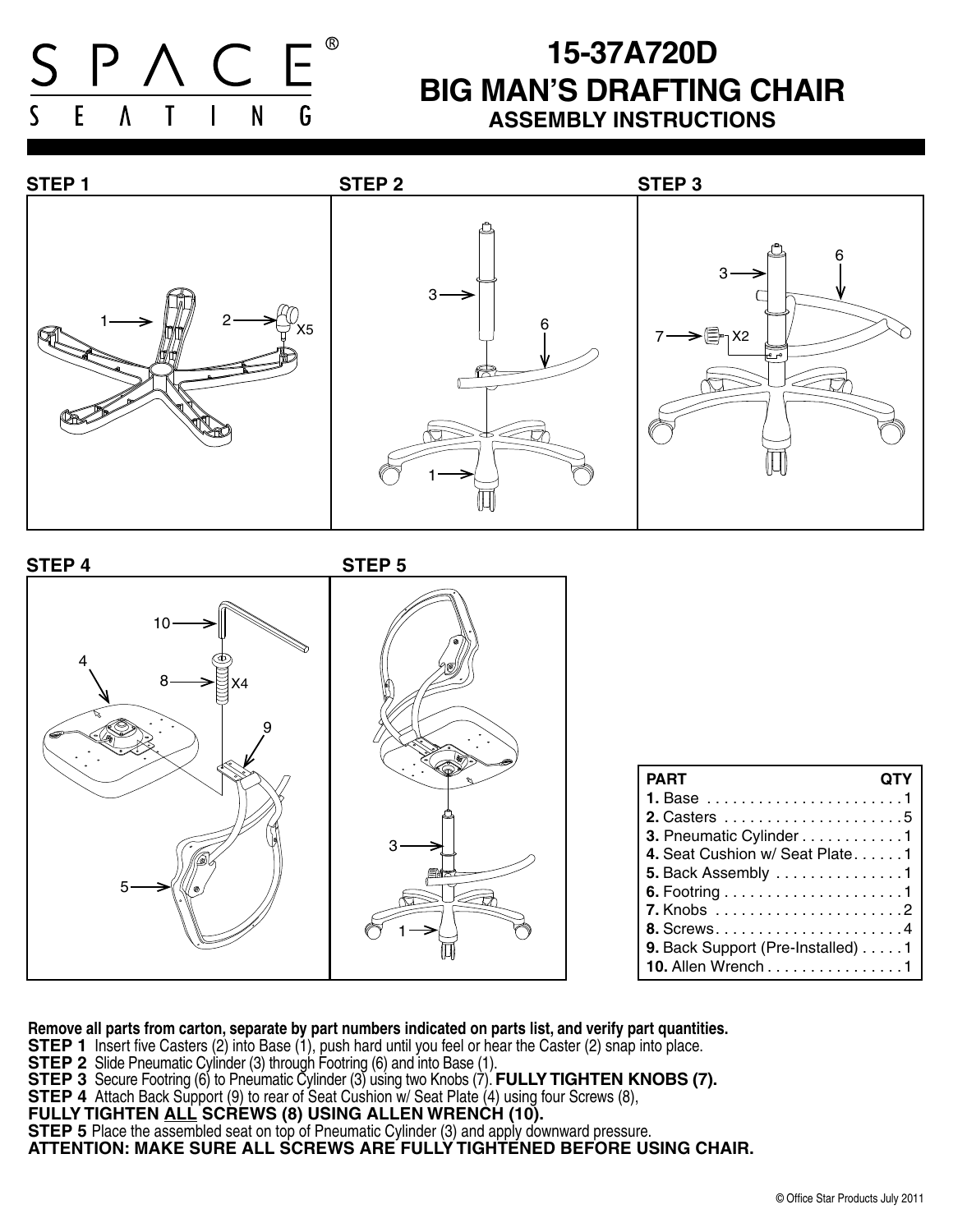# SPACE® SEATING

# 15-37A720D
# BIG MAN'S DRAFTING CHAIR
## ASSEMBLY INSTRUCTIONS

**STEP 1**

1
2
X5

**STEP 2**

3
6
1

**STEP 3**

3
6
7
X2

**STEP 4**

10
4
8
X4
9
5

**STEP 5**

3
1

| PART | QTY |
|---|---|
| **1.** Base | 1 |
| **2.** Casters | 5 |
| **3.** Pneumatic Cylinder | 1 |
| **4.** Seat Cushion w/ Seat Plate | 1 |
| **5.** Back Assembly | 1 |
| **6.** Footring | 1 |
| **7.** Knobs | 2 |
| **8.** Screws | 4 |
| **9.** Back Support (Pre-Installed) | 1 |
| **10.** Allen Wrench | 1 |

**Remove all parts from carton, separate by part numbers indicated on parts list, and verify part quantities.**

**STEP 1** Insert five Casters (2) into Base (1), push hard until you feel or hear the Caster (2) snap into place.

**STEP 2** Slide Pneumatic Cylinder (3) through Footring (6) and into Base (1).

**STEP 3** Secure Footring (6) to Pneumatic Cylinder (3) using two Knobs (7). **FULLY TIGHTEN KNOBS (7).**

**STEP 4** Attach Back Support (9) to rear of Seat Cushion w/ Seat Plate (4) using four Screws (8),

**FULLY TIGHTEN ALL SCREWS (8) USING ALLEN WRENCH (10).**

**STEP 5** Place the assembled seat on top of Pneumatic Cylinder (3) and apply downward pressure.

**ATTENTION: MAKE SURE ALL SCREWS ARE FULLY TIGHTENED BEFORE USING CHAIR.**

© Office Star Products July 2011